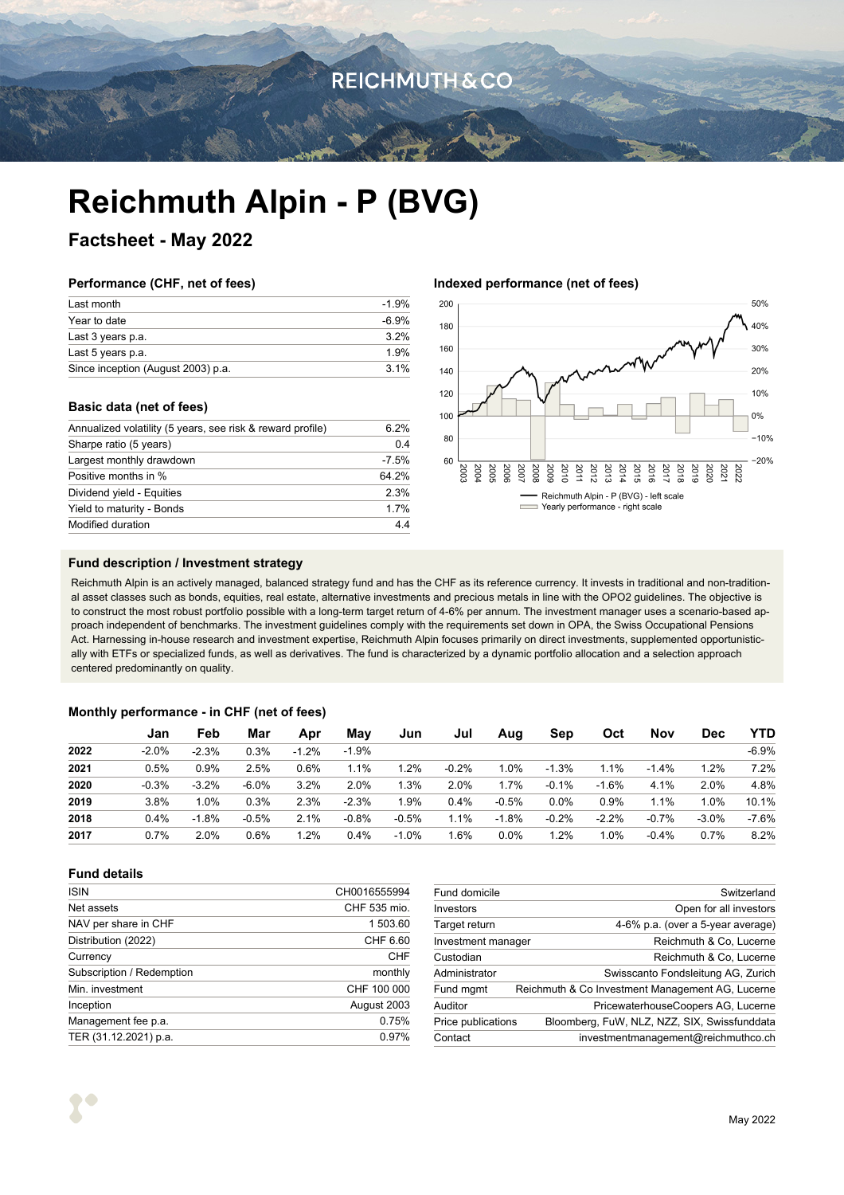REICHMUTH & CO

# Reichmuth Alpin - P (BVG)

## Factsheet - May 2022

### Performance (CHF, net of fees)

| | |
|---|---|
| Last month | -1.9% |
| Year to date | -6.9% |
| Last 3 years p.a. | 3.2% |
| Last 5 years p.a. | 1.9% |
| Since inception (August 2003) p.a. | 3.1% |

### Basic data (net of fees)

| | |
|---|---|
| Annualized volatility (5 years, see risk & reward profile) | 6.2% |
| Sharpe ratio (5 years) | 0.4 |
| Largest monthly drawdown | -7.5% |
| Positive months in % | 64.2% |
| Dividend yield - Equities | 2.3% |
| Yield to maturity - Bonds | 1.7% |
| Modified duration | 4.4 |

### Indexed performance (net of fees)

Reichmuth Alpin - P (BVG) - left scale
Yearly performance - right scale

### Fund description / Investment strategy

Reichmuth Alpin is an actively managed, balanced strategy fund and has the CHF as its reference currency. It invests in traditional and non-traditional asset classes such as bonds, equities, real estate, alternative investments and precious metals in line with the OPO2 guidelines. The objective is to construct the most robust portfolio possible with a long-term target return of 4-6% per annum. The investment manager uses a scenario-based approach independent of benchmarks. The investment guidelines comply with the requirements set down in OPA, the Swiss Occupational Pensions Act. Harnessing in-house research and investment expertise, Reichmuth Alpin focuses primarily on direct investments, supplemented opportunistically with ETFs or specialized funds, as well as derivatives. The fund is characterized by a dynamic portfolio allocation and a selection approach centered predominantly on quality.

### Monthly performance - in CHF (net of fees)

| | Jan | Feb | Mar | Apr | May | Jun | Jul | Aug | Sep | Oct | Nov | Dec | YTD |
|---|---|---|---|---|---|---|---|---|---|---|---|---|---|
| **2022** | -2.0% | -2.3% | 0.3% | -1.2% | -1.9% | | | | | | | | -6.9% |
| **2021** | 0.5% | 0.9% | 2.5% | 0.6% | 1.1% | 1.2% | -0.2% | 1.0% | -1.3% | 1.1% | -1.4% | 1.2% | 7.2% |
| **2020** | -0.3% | -3.2% | -6.0% | 3.2% | 2.0% | 1.3% | 2.0% | 1.7% | -0.1% | -1.6% | 4.1% | 2.0% | 4.8% |
| **2019** | 3.8% | 1.0% | 0.3% | 2.3% | -2.3% | 1.9% | 0.4% | -0.5% | 0.0% | 0.9% | 1.1% | 1.0% | 10.1% |
| **2018** | 0.4% | -1.8% | -0.5% | 2.1% | -0.8% | -0.5% | 1.1% | -1.8% | -0.2% | -2.2% | -0.7% | -3.0% | -7.6% |
| **2017** | 0.7% | 2.0% | 0.6% | 1.2% | 0.4% | -1.0% | 1.6% | 0.0% | 1.2% | 1.0% | -0.4% | 0.7% | 8.2% |

### Fund details

| | |
|---|---|
| ISIN | CH0016555994 |
| Net assets | CHF 535 mio. |
| NAV per share in CHF | 1 503.60 |
| Distribution (2022) | CHF 6.60 |
| Currency | CHF |
| Subscription / Redemption | monthly |
| Min. investment | CHF 100 000 |
| Inception | August 2003 |
| Management fee p.a. | 0.75% |
| TER (31.12.2021) p.a. | 0.97% |

| | |
|---|---|
| Fund domicile | Switzerland |
| Investors | Open for all investors |
| Target return | 4-6% p.a. (over a 5-year average) |
| Investment manager | Reichmuth & Co, Lucerne |
| Custodian | Reichmuth & Co, Lucerne |
| Administrator | Swisscanto Fondsleitung AG, Zurich |
| Fund mgmt | Reichmuth & Co Investment Management AG, Lucerne |
| Auditor | PricewaterhouseCoopers AG, Lucerne |
| Price publications | Bloomberg, FuW, NLZ, NZZ, SIX, Swissfunddata |
| Contact | investmentmanagement@reichmuthco.ch |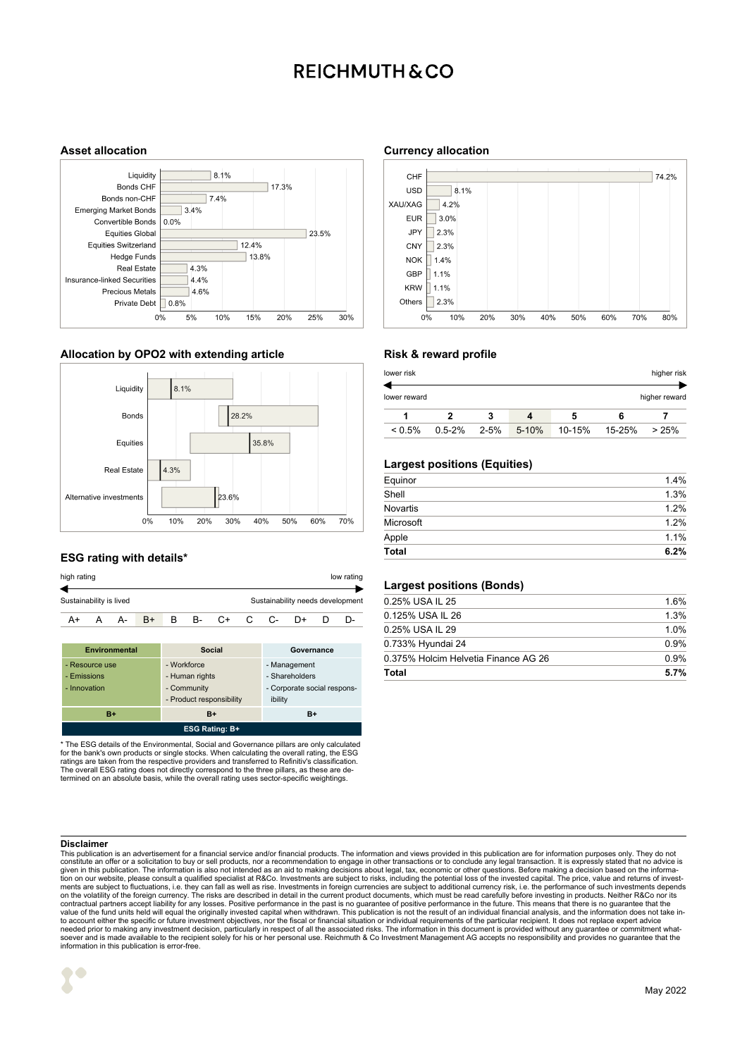# REICHMUTH & CO

## Asset allocation

Liquidity 8.1%
Bonds CHF 17.3%
Bonds non-CHF 7.4%
Emerging Market Bonds 3.4%
Convertible Bonds 0.0%
Equities Global 23.5%
Equities Switzerland 12.4%
Hedge Funds 13.8%
Real Estate 4.3%
Insurance-linked Securities 4.4%
Precious Metals 4.6%
Private Debt 0.8%

0% 5% 10% 15% 20% 25% 30%

## Currency allocation

CHF 74.2%
USD 8.1%
XAU/XAG 4.2%
EUR 3.0%
JPY 2.3%
CNY 2.3%
NOK 1.4%
GBP 1.1%
KRW 1.1%
Others 2.3%

0% 10% 20% 30% 40% 50% 60% 70% 80%

## Allocation by OPO2 with extending article

Liquidity 8.1%
Bonds 28.2%
Equities 35.8%
Real Estate 4.3%
Alternative investments 23.6%

0% 10% 20% 30% 40% 50% 60% 70%

## Risk & reward profile

lower risk — higher risk
lower reward — higher reward

| 1 | 2 | 3 | 4 | 5 | 6 | 7 |
|---|---|---|---|---|---|---|
| < 0.5% | 0.5-2% | 2-5% | 5-10% | 10-15% | 15-25% | > 25% |

## Largest positions (Equities)

| | |
|---|---|
| Equinor | 1.4% |
| Shell | 1.3% |
| Novartis | 1.2% |
| Microsoft | 1.2% |
| Apple | 1.1% |
| **Total** | **6.2%** |

## Largest positions (Bonds)

| | |
|---|---|
| 0.25% USA IL 25 | 1.6% |
| 0.125% USA IL 26 | 1.3% |
| 0.25% USA IL 29 | 1.0% |
| 0.733% Hyundai 24 | 0.9% |
| 0.375% Holcim Helvetia Finance AG 26 | 0.9% |
| **Total** | **5.7%** |

## ESG rating with details*

high rating — low rating
Sustainability is lived — Sustainability needs development

A+ A A- B+ B B- C+ C C- D+ D D-

| Environmental | Social | Governance |
|---|---|---|
| - Resource use<br>- Emissions<br>- Innovation | - Workforce<br>- Human rights<br>- Community<br>- Product responsibility | - Management<br>- Shareholders<br>- Corporate social responsibility |
| B+ | B+ | B+ |
| **ESG Rating: B+** | | |

* The ESG details of the Environmental, Social and Governance pillars are only calculated for the bank's own products or single stocks. When calculating the overall rating, the ESG ratings are taken from the respective providers and transferred to Refinitiv's classification. The overall ESG rating does not directly correspond to the three pillars, as these are determined on an absolute basis, while the overall rating uses sector-specific weightings.

### Disclaimer

This publication is an advertisement for a financial service and/or financial products. The information and views provided in this publication are for information purposes only. They do not constitute an offer or a solicitation to buy or sell products, nor a recommendation to engage in other transactions or to conclude any legal transaction. It is expressly stated that no advice is given in this publication. The information is also not intended as an aid to making decisions about legal, tax, economic or other questions. Before making a decision based on the information on our website, please consult a qualified specialist at R&Co. Investments are subject to risks, including the potential loss of the invested capital. The price, value and returns of investments are subject to fluctuations, i.e. they can fall as well as rise. Investments in foreign currencies are subject to additional currency risk, i.e. the performance of such investments depends on the volatility of the foreign currency. The risks are described in detail in the current product documents, which must be read carefully before investing in products. Neither R&Co nor its contractual partners accept liability for any losses. Positive performance in the past is no guarantee of positive performance in the future. This means that there is no guarantee that the value of the fund units held will equal the originally invested capital when withdrawn. This publication is not the result of an individual financial analysis, and the information does not take into account either the specific or future investment objectives, nor the fiscal or financial situation or individual requirements of the particular recipient. It does not replace expert advice needed prior to making any investment decision, particularly in respect of all the associated risks. The information in this document is provided without any guarantee or commitment whatsoever and is made available to the recipient solely for his or her personal use. Reichmuth & Co Investment Management AG accepts no responsibility and provides no guarantee that the information in this publication is error-free.

May 2022